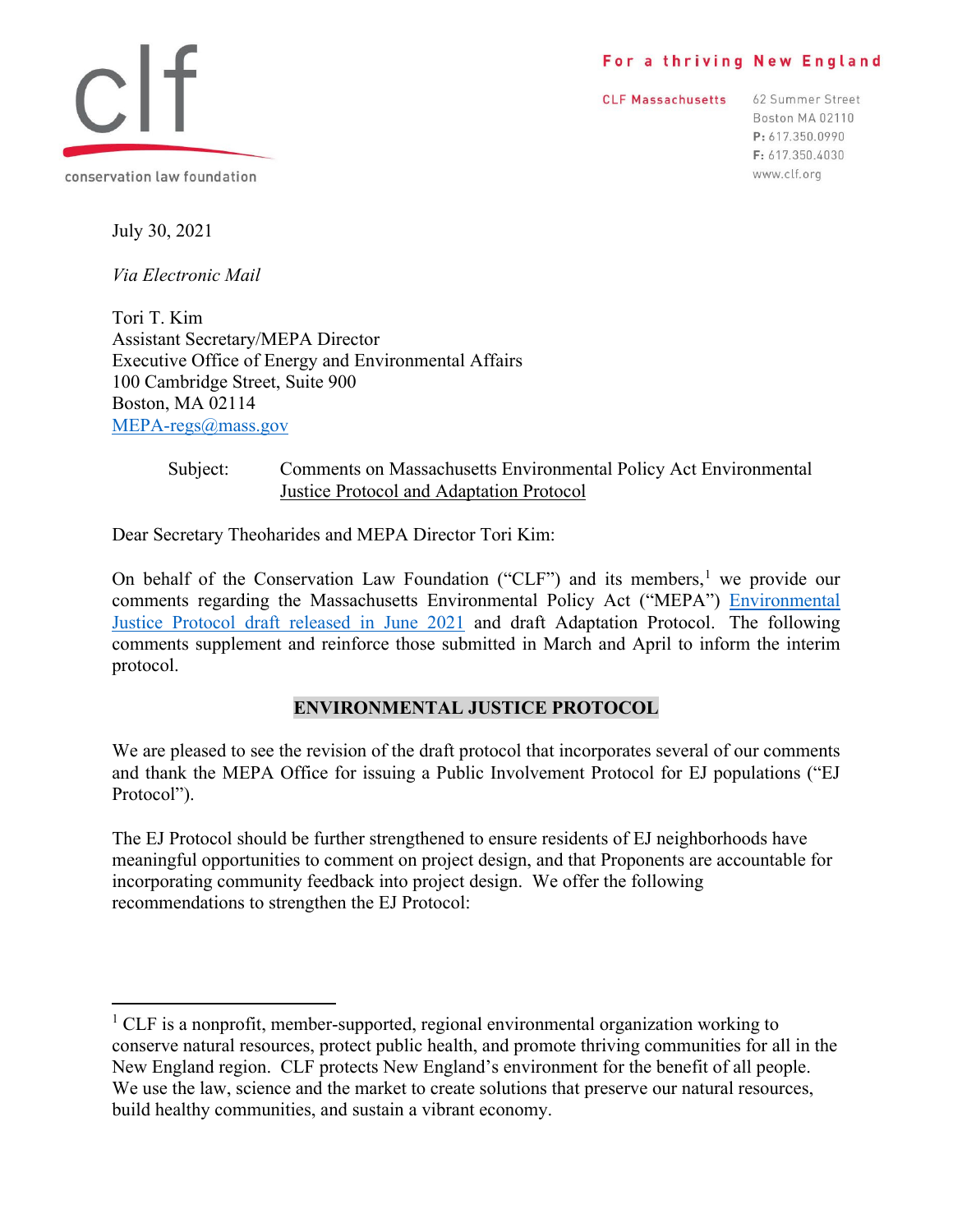clf

conservation law foundation

For a thriving New England

CLF Massachusetts

62 Summer Street
Boston MA 02110
P: 617.350.0990
F: 617.350.4030
www.clf.org

July 30, 2021

*Via Electronic Mail*

Tori T. Kim
Assistant Secretary/MEPA Director
Executive Office of Energy and Environmental Affairs
100 Cambridge Street, Suite 900
Boston, MA 02114
MEPA-regs@mass.gov

Subject: Comments on Massachusetts Environmental Policy Act Environmental Justice Protocol and Adaptation Protocol

Dear Secretary Theoharides and MEPA Director Tori Kim:

On behalf of the Conservation Law Foundation ("CLF") and its members,[1] we provide our comments regarding the Massachusetts Environmental Policy Act ("MEPA") Environmental Justice Protocol draft released in June 2021 and draft Adaptation Protocol. The following comments supplement and reinforce those submitted in March and April to inform the interim protocol.

## ENVIRONMENTAL JUSTICE PROTOCOL

We are pleased to see the revision of the draft protocol that incorporates several of our comments and thank the MEPA Office for issuing a Public Involvement Protocol for EJ populations ("EJ Protocol").

The EJ Protocol should be further strengthened to ensure residents of EJ neighborhoods have meaningful opportunities to comment on project design, and that Proponents are accountable for incorporating community feedback into project design. We offer the following recommendations to strengthen the EJ Protocol:

[1] CLF is a nonprofit, member-supported, regional environmental organization working to conserve natural resources, protect public health, and promote thriving communities for all in the New England region. CLF protects New England's environment for the benefit of all people. We use the law, science and the market to create solutions that preserve our natural resources, build healthy communities, and sustain a vibrant economy.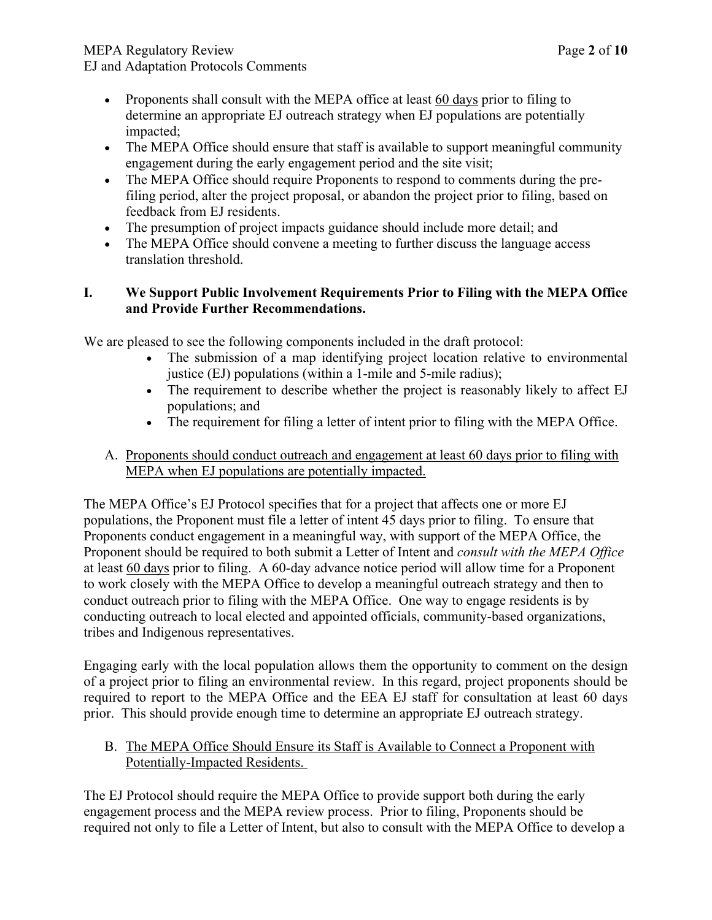- Proponents shall consult with the MEPA office at least <u>60 days</u> prior to filing to determine an appropriate EJ outreach strategy when EJ populations are potentially impacted;
- The MEPA Office should ensure that staff is available to support meaningful community engagement during the early engagement period and the site visit;
- The MEPA Office should require Proponents to respond to comments during the pre-filing period, alter the project proposal, or abandon the project prior to filing, based on feedback from EJ residents.
- The presumption of project impacts guidance should include more detail; and
- The MEPA Office should convene a meeting to further discuss the language access translation threshold.

## I. We Support Public Involvement Requirements Prior to Filing with the MEPA Office and Provide Further Recommendations.

We are pleased to see the following components included in the draft protocol:

- The submission of a map identifying project location relative to environmental justice (EJ) populations (within a 1-mile and 5-mile radius);
- The requirement to describe whether the project is reasonably likely to affect EJ populations; and
- The requirement for filing a letter of intent prior to filing with the MEPA Office.

### A. <u>Proponents should conduct outreach and engagement at least 60 days prior to filing with MEPA when EJ populations are potentially impacted.</u>

The MEPA Office's EJ Protocol specifies that for a project that affects one or more EJ populations, the Proponent must file a letter of intent 45 days prior to filing. To ensure that Proponents conduct engagement in a meaningful way, with support of the MEPA Office, the Proponent should be required to both submit a Letter of Intent and *consult with the MEPA Office* at least <u>60 days</u> prior to filing. A 60-day advance notice period will allow time for a Proponent to work closely with the MEPA Office to develop a meaningful outreach strategy and then to conduct outreach prior to filing with the MEPA Office. One way to engage residents is by conducting outreach to local elected and appointed officials, community-based organizations, tribes and Indigenous representatives.

Engaging early with the local population allows them the opportunity to comment on the design of a project prior to filing an environmental review. In this regard, project proponents should be required to report to the MEPA Office and the EEA EJ staff for consultation at least 60 days prior. This should provide enough time to determine an appropriate EJ outreach strategy.

### B. <u>The MEPA Office Should Ensure its Staff is Available to Connect a Proponent with Potentially-Impacted Residents.</u>

The EJ Protocol should require the MEPA Office to provide support both during the early engagement process and the MEPA review process. Prior to filing, Proponents should be required not only to file a Letter of Intent, but also to consult with the MEPA Office to develop a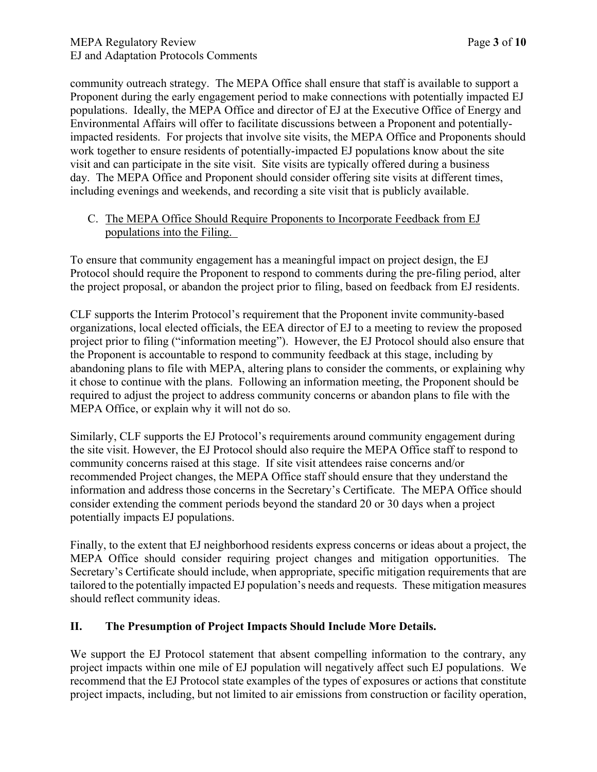community outreach strategy. The MEPA Office shall ensure that staff is available to support a Proponent during the early engagement period to make connections with potentially impacted EJ populations. Ideally, the MEPA Office and director of EJ at the Executive Office of Energy and Environmental Affairs will offer to facilitate discussions between a Proponent and potentially-impacted residents. For projects that involve site visits, the MEPA Office and Proponents should work together to ensure residents of potentially-impacted EJ populations know about the site visit and can participate in the site visit. Site visits are typically offered during a business day. The MEPA Office and Proponent should consider offering site visits at different times, including evenings and weekends, and recording a site visit that is publicly available.

C. <u>The MEPA Office Should Require Proponents to Incorporate Feedback from EJ populations into the Filing.</u>

To ensure that community engagement has a meaningful impact on project design, the EJ Protocol should require the Proponent to respond to comments during the pre-filing period, alter the project proposal, or abandon the project prior to filing, based on feedback from EJ residents.

CLF supports the Interim Protocol's requirement that the Proponent invite community-based organizations, local elected officials, the EEA director of EJ to a meeting to review the proposed project prior to filing ("information meeting"). However, the EJ Protocol should also ensure that the Proponent is accountable to respond to community feedback at this stage, including by abandoning plans to file with MEPA, altering plans to consider the comments, or explaining why it chose to continue with the plans. Following an information meeting, the Proponent should be required to adjust the project to address community concerns or abandon plans to file with the MEPA Office, or explain why it will not do so.

Similarly, CLF supports the EJ Protocol's requirements around community engagement during the site visit. However, the EJ Protocol should also require the MEPA Office staff to respond to community concerns raised at this stage. If site visit attendees raise concerns and/or recommended Project changes, the MEPA Office staff should ensure that they understand the information and address those concerns in the Secretary's Certificate. The MEPA Office should consider extending the comment periods beyond the standard 20 or 30 days when a project potentially impacts EJ populations.

Finally, to the extent that EJ neighborhood residents express concerns or ideas about a project, the MEPA Office should consider requiring project changes and mitigation opportunities. The Secretary's Certificate should include, when appropriate, specific mitigation requirements that are tailored to the potentially impacted EJ population's needs and requests. These mitigation measures should reflect community ideas.

## II. The Presumption of Project Impacts Should Include More Details.

We support the EJ Protocol statement that absent compelling information to the contrary, any project impacts within one mile of EJ population will negatively affect such EJ populations. We recommend that the EJ Protocol state examples of the types of exposures or actions that constitute project impacts, including, but not limited to air emissions from construction or facility operation,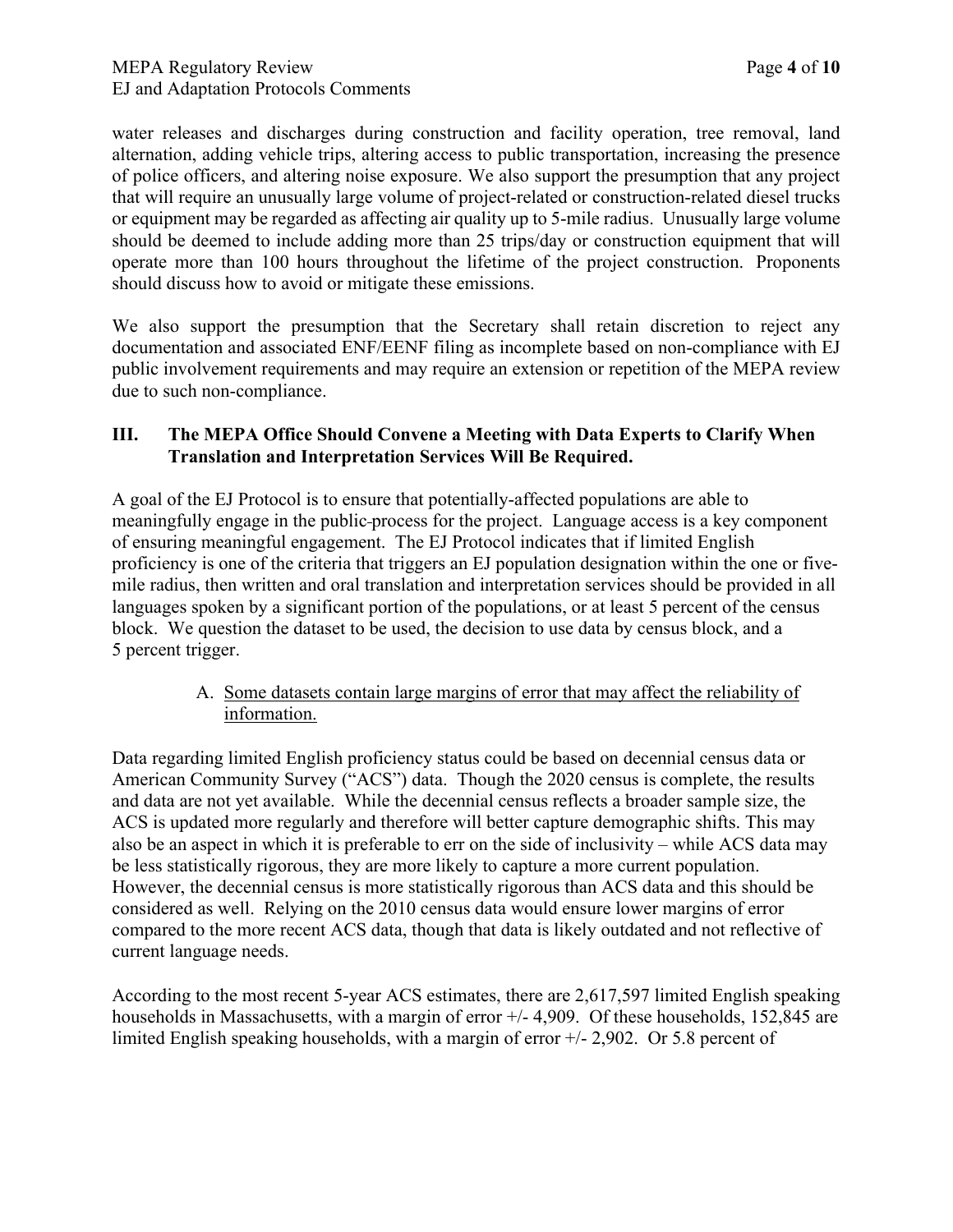water releases and discharges during construction and facility operation, tree removal, land alternation, adding vehicle trips, altering access to public transportation, increasing the presence of police officers, and altering noise exposure. We also support the presumption that any project that will require an unusually large volume of project-related or construction-related diesel trucks or equipment may be regarded as affecting air quality up to 5-mile radius. Unusually large volume should be deemed to include adding more than 25 trips/day or construction equipment that will operate more than 100 hours throughout the lifetime of the project construction. Proponents should discuss how to avoid or mitigate these emissions.

We also support the presumption that the Secretary shall retain discretion to reject any documentation and associated ENF/EENF filing as incomplete based on non-compliance with EJ public involvement requirements and may require an extension or repetition of the MEPA review due to such non-compliance.

## III. The MEPA Office Should Convene a Meeting with Data Experts to Clarify When Translation and Interpretation Services Will Be Required.

A goal of the EJ Protocol is to ensure that potentially-affected populations are able to meaningfully engage in the public process for the project. Language access is a key component of ensuring meaningful engagement. The EJ Protocol indicates that if limited English proficiency is one of the criteria that triggers an EJ population designation within the one or five-mile radius, then written and oral translation and interpretation services should be provided in all languages spoken by a significant portion of the populations, or at least 5 percent of the census block. We question the dataset to be used, the decision to use data by census block, and a 5 percent trigger.

### A. Some datasets contain large margins of error that may affect the reliability of information.

Data regarding limited English proficiency status could be based on decennial census data or American Community Survey ("ACS") data. Though the 2020 census is complete, the results and data are not yet available. While the decennial census reflects a broader sample size, the ACS is updated more regularly and therefore will better capture demographic shifts. This may also be an aspect in which it is preferable to err on the side of inclusivity – while ACS data may be less statistically rigorous, they are more likely to capture a more current population. However, the decennial census is more statistically rigorous than ACS data and this should be considered as well. Relying on the 2010 census data would ensure lower margins of error compared to the more recent ACS data, though that data is likely outdated and not reflective of current language needs.

According to the most recent 5-year ACS estimates, there are 2,617,597 limited English speaking households in Massachusetts, with a margin of error +/- 4,909. Of these households, 152,845 are limited English speaking households, with a margin of error +/- 2,902. Or 5.8 percent of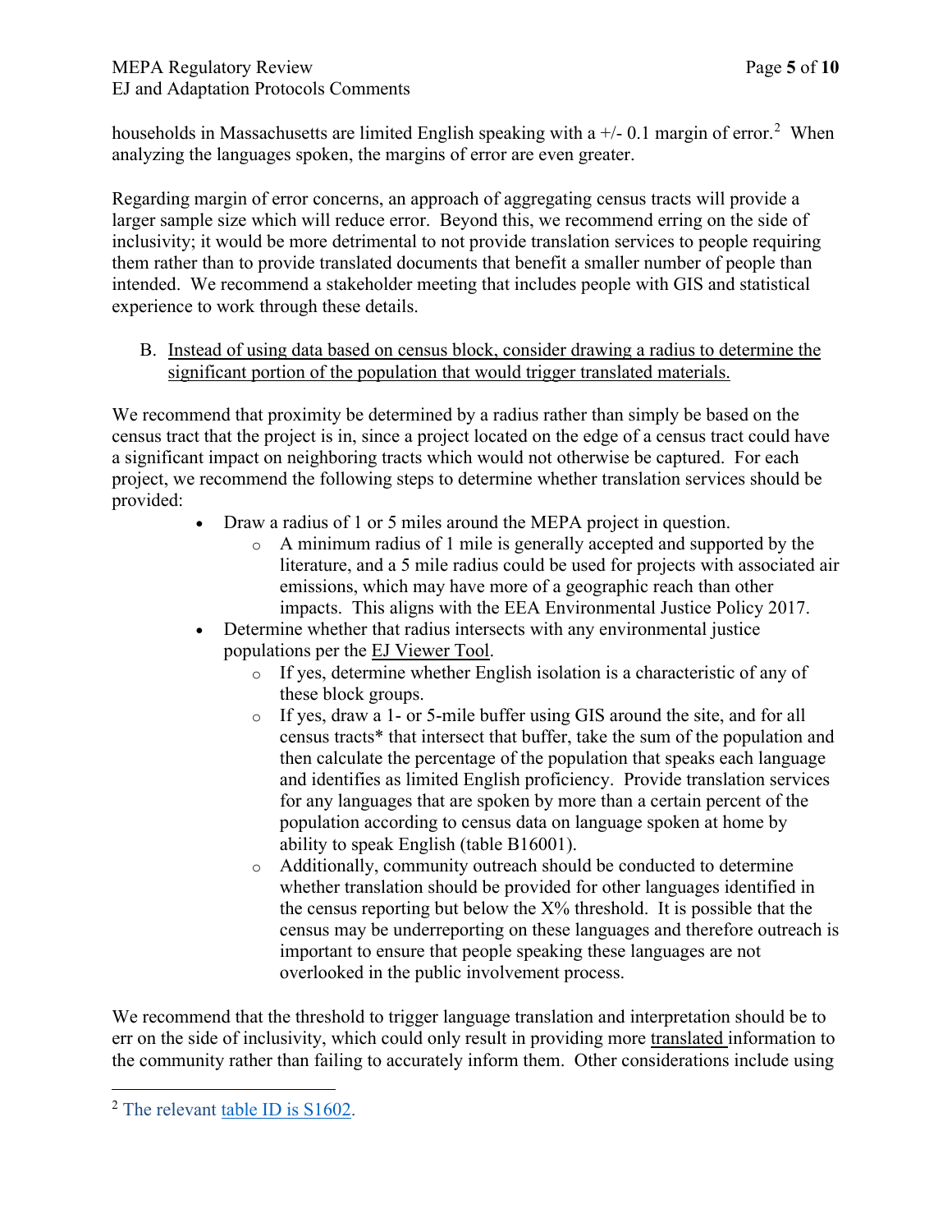households in Massachusetts are limited English speaking with a +/- 0.1 margin of error.[2] When analyzing the languages spoken, the margins of error are even greater.

Regarding margin of error concerns, an approach of aggregating census tracts will provide a larger sample size which will reduce error. Beyond this, we recommend erring on the side of inclusivity; it would be more detrimental to not provide translation services to people requiring them rather than to provide translated documents that benefit a smaller number of people than intended. We recommend a stakeholder meeting that includes people with GIS and statistical experience to work through these details.

B. Instead of using data based on census block, consider drawing a radius to determine the significant portion of the population that would trigger translated materials.

We recommend that proximity be determined by a radius rather than simply be based on the census tract that the project is in, since a project located on the edge of a census tract could have a significant impact on neighboring tracts which would not otherwise be captured. For each project, we recommend the following steps to determine whether translation services should be provided:

- Draw a radius of 1 or 5 miles around the MEPA project in question.
  - A minimum radius of 1 mile is generally accepted and supported by the literature, and a 5 mile radius could be used for projects with associated air emissions, which may have more of a geographic reach than other impacts. This aligns with the EEA Environmental Justice Policy 2017.
- Determine whether that radius intersects with any environmental justice populations per the EJ Viewer Tool.
  - If yes, determine whether English isolation is a characteristic of any of these block groups.
  - If yes, draw a 1- or 5-mile buffer using GIS around the site, and for all census tracts* that intersect that buffer, take the sum of the population and then calculate the percentage of the population that speaks each language and identifies as limited English proficiency. Provide translation services for any languages that are spoken by more than a certain percent of the population according to census data on language spoken at home by ability to speak English (table B16001).
  - Additionally, community outreach should be conducted to determine whether translation should be provided for other languages identified in the census reporting but below the X% threshold. It is possible that the census may be underreporting on these languages and therefore outreach is important to ensure that people speaking these languages are not overlooked in the public involvement process.

We recommend that the threshold to trigger language translation and interpretation should be to err on the side of inclusivity, which could only result in providing more translated information to the community rather than failing to accurately inform them. Other considerations include using

[2] The relevant table ID is S1602.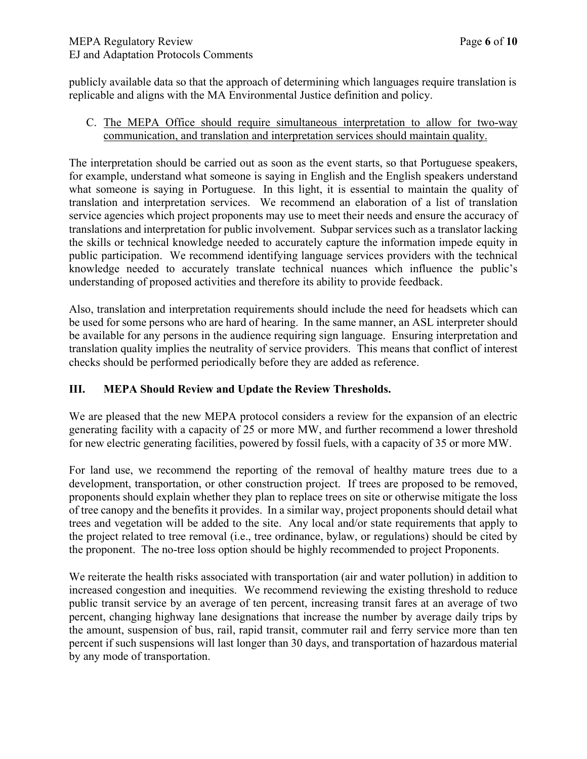publicly available data so that the approach of determining which languages require translation is replicable and aligns with the MA Environmental Justice definition and policy.

C. The MEPA Office should require simultaneous interpretation to allow for two-way communication, and translation and interpretation services should maintain quality.

The interpretation should be carried out as soon as the event starts, so that Portuguese speakers, for example, understand what someone is saying in English and the English speakers understand what someone is saying in Portuguese. In this light, it is essential to maintain the quality of translation and interpretation services. We recommend an elaboration of a list of translation service agencies which project proponents may use to meet their needs and ensure the accuracy of translations and interpretation for public involvement. Subpar services such as a translator lacking the skills or technical knowledge needed to accurately capture the information impede equity in public participation. We recommend identifying language services providers with the technical knowledge needed to accurately translate technical nuances which influence the public's understanding of proposed activities and therefore its ability to provide feedback.

Also, translation and interpretation requirements should include the need for headsets which can be used for some persons who are hard of hearing. In the same manner, an ASL interpreter should be available for any persons in the audience requiring sign language. Ensuring interpretation and translation quality implies the neutrality of service providers. This means that conflict of interest checks should be performed periodically before they are added as reference.

## III. MEPA Should Review and Update the Review Thresholds.

We are pleased that the new MEPA protocol considers a review for the expansion of an electric generating facility with a capacity of 25 or more MW, and further recommend a lower threshold for new electric generating facilities, powered by fossil fuels, with a capacity of 35 or more MW.

For land use, we recommend the reporting of the removal of healthy mature trees due to a development, transportation, or other construction project. If trees are proposed to be removed, proponents should explain whether they plan to replace trees on site or otherwise mitigate the loss of tree canopy and the benefits it provides. In a similar way, project proponents should detail what trees and vegetation will be added to the site. Any local and/or state requirements that apply to the project related to tree removal (i.e., tree ordinance, bylaw, or regulations) should be cited by the proponent. The no-tree loss option should be highly recommended to project Proponents.

We reiterate the health risks associated with transportation (air and water pollution) in addition to increased congestion and inequities. We recommend reviewing the existing threshold to reduce public transit service by an average of ten percent, increasing transit fares at an average of two percent, changing highway lane designations that increase the number by average daily trips by the amount, suspension of bus, rail, rapid transit, commuter rail and ferry service more than ten percent if such suspensions will last longer than 30 days, and transportation of hazardous material by any mode of transportation.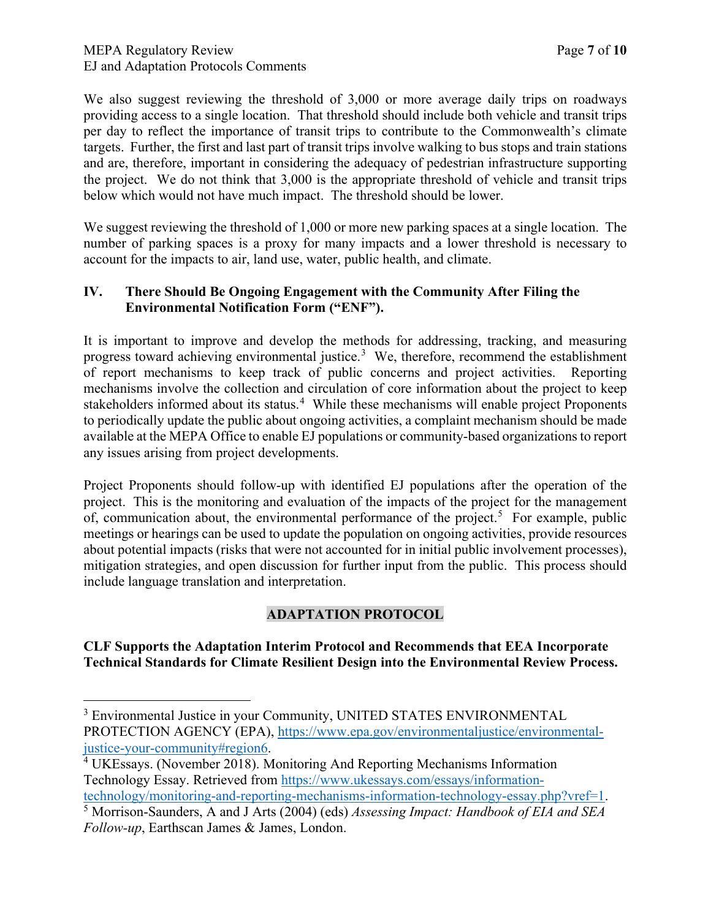We also suggest reviewing the threshold of 3,000 or more average daily trips on roadways providing access to a single location. That threshold should include both vehicle and transit trips per day to reflect the importance of transit trips to contribute to the Commonwealth's climate targets. Further, the first and last part of transit trips involve walking to bus stops and train stations and are, therefore, important in considering the adequacy of pedestrian infrastructure supporting the project. We do not think that 3,000 is the appropriate threshold of vehicle and transit trips below which would not have much impact. The threshold should be lower.

We suggest reviewing the threshold of 1,000 or more new parking spaces at a single location. The number of parking spaces is a proxy for many impacts and a lower threshold is necessary to account for the impacts to air, land use, water, public health, and climate.

## IV. There Should Be Ongoing Engagement with the Community After Filing the Environmental Notification Form ("ENF").

It is important to improve and develop the methods for addressing, tracking, and measuring progress toward achieving environmental justice.[3] We, therefore, recommend the establishment of report mechanisms to keep track of public concerns and project activities. Reporting mechanisms involve the collection and circulation of core information about the project to keep stakeholders informed about its status.[4] While these mechanisms will enable project Proponents to periodically update the public about ongoing activities, a complaint mechanism should be made available at the MEPA Office to enable EJ populations or community-based organizations to report any issues arising from project developments.

Project Proponents should follow-up with identified EJ populations after the operation of the project. This is the monitoring and evaluation of the impacts of the project for the management of, communication about, the environmental performance of the project.[5] For example, public meetings or hearings can be used to update the population on ongoing activities, provide resources about potential impacts (risks that were not accounted for in initial public involvement processes), mitigation strategies, and open discussion for further input from the public. This process should include language translation and interpretation.

## ADAPTATION PROTOCOL

**CLF Supports the Adaptation Interim Protocol and Recommends that EEA Incorporate Technical Standards for Climate Resilient Design into the Environmental Review Process.**

---

[3] Environmental Justice in your Community, UNITED STATES ENVIRONMENTAL PROTECTION AGENCY (EPA), https://www.epa.gov/environmentaljustice/environmental-justice-your-community#region6.

[4] UKEssays. (November 2018). Monitoring And Reporting Mechanisms Information Technology Essay. Retrieved from https://www.ukessays.com/essays/information-technology/monitoring-and-reporting-mechanisms-information-technology-essay.php?vref=1.

[5] Morrison-Saunders, A and J Arts (2004) (eds) *Assessing Impact: Handbook of EIA and SEA Follow-up*, Earthscan James & James, London.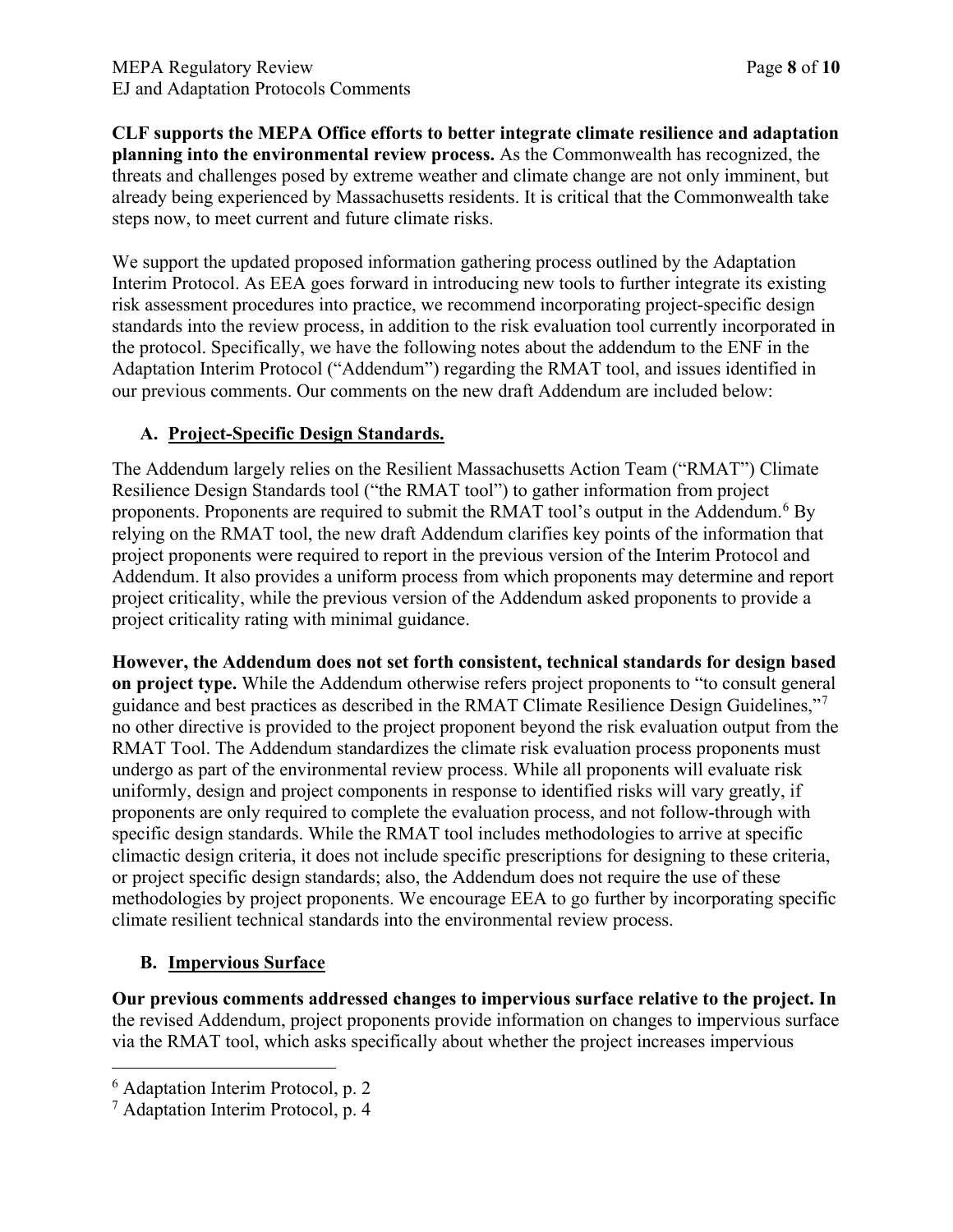**CLF supports the MEPA Office efforts to better integrate climate resilience and adaptation planning into the environmental review process.** As the Commonwealth has recognized, the threats and challenges posed by extreme weather and climate change are not only imminent, but already being experienced by Massachusetts residents. It is critical that the Commonwealth take steps now, to meet current and future climate risks.

We support the updated proposed information gathering process outlined by the Adaptation Interim Protocol. As EEA goes forward in introducing new tools to further integrate its existing risk assessment procedures into practice, we recommend incorporating project-specific design standards into the review process, in addition to the risk evaluation tool currently incorporated in the protocol. Specifically, we have the following notes about the addendum to the ENF in the Adaptation Interim Protocol ("Addendum") regarding the RMAT tool, and issues identified in our previous comments. Our comments on the new draft Addendum are included below:

## A. Project-Specific Design Standards.

The Addendum largely relies on the Resilient Massachusetts Action Team ("RMAT") Climate Resilience Design Standards tool ("the RMAT tool") to gather information from project proponents. Proponents are required to submit the RMAT tool's output in the Addendum.[6] By relying on the RMAT tool, the new draft Addendum clarifies key points of the information that project proponents were required to report in the previous version of the Interim Protocol and Addendum. It also provides a uniform process from which proponents may determine and report project criticality, while the previous version of the Addendum asked proponents to provide a project criticality rating with minimal guidance.

**However, the Addendum does not set forth consistent, technical standards for design based on project type.** While the Addendum otherwise refers project proponents to "to consult general guidance and best practices as described in the RMAT Climate Resilience Design Guidelines,"[7] no other directive is provided to the project proponent beyond the risk evaluation output from the RMAT Tool. The Addendum standardizes the climate risk evaluation process proponents must undergo as part of the environmental review process. While all proponents will evaluate risk uniformly, design and project components in response to identified risks will vary greatly, if proponents are only required to complete the evaluation process, and not follow-through with specific design standards. While the RMAT tool includes methodologies to arrive at specific climactic design criteria, it does not include specific prescriptions for designing to these criteria, or project specific design standards; also, the Addendum does not require the use of these methodologies by project proponents. We encourage EEA to go further by incorporating specific climate resilient technical standards into the environmental review process.

## B. Impervious Surface

**Our previous comments addressed changes to impervious surface relative to the project. In** the revised Addendum, project proponents provide information on changes to impervious surface via the RMAT tool, which asks specifically about whether the project increases impervious

---

[6] Adaptation Interim Protocol, p. 2

[7] Adaptation Interim Protocol, p. 4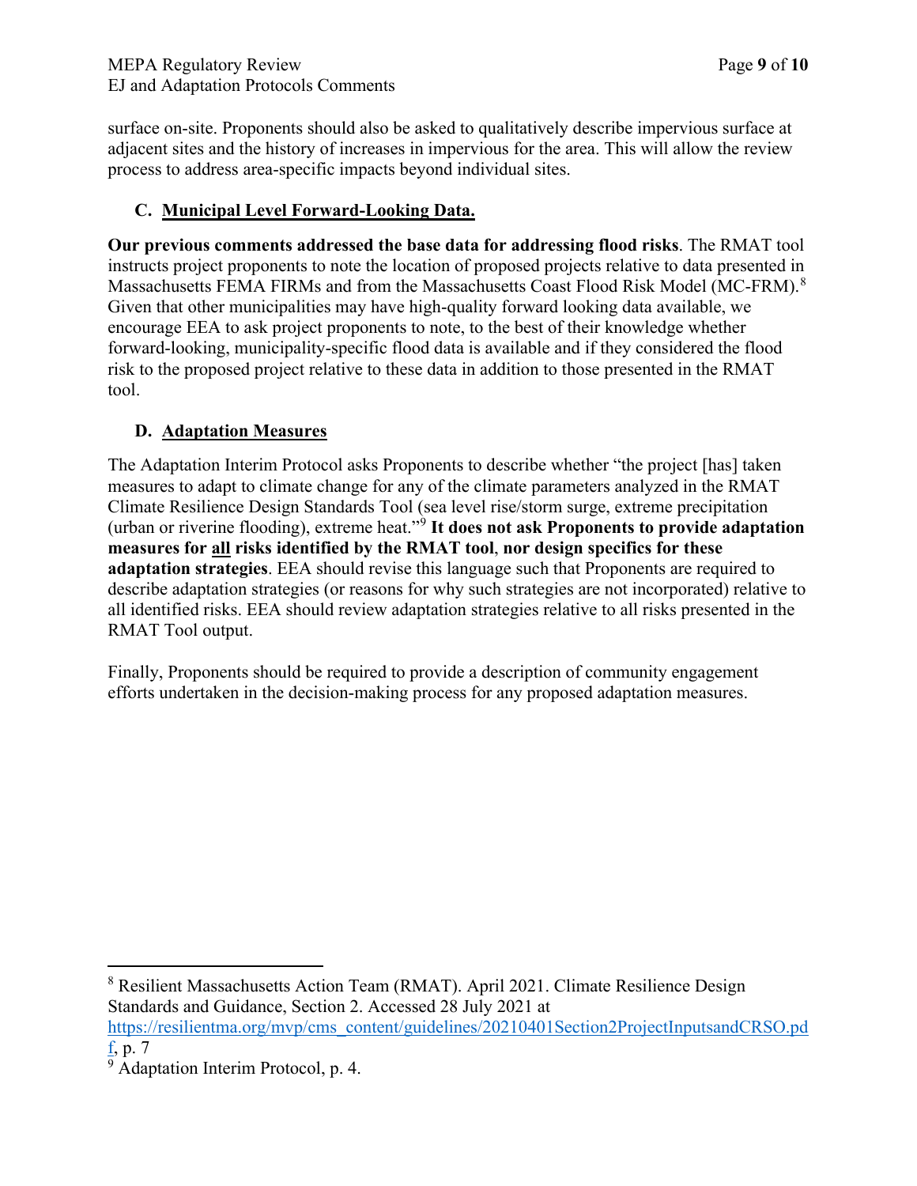surface on-site. Proponents should also be asked to qualitatively describe impervious surface at adjacent sites and the history of increases in impervious for the area. This will allow the review process to address area-specific impacts beyond individual sites.

### C. Municipal Level Forward-Looking Data.

**Our previous comments addressed the base data for addressing flood risks**. The RMAT tool instructs project proponents to note the location of proposed projects relative to data presented in Massachusetts FEMA FIRMs and from the Massachusetts Coast Flood Risk Model (MC-FRM).[8] Given that other municipalities may have high-quality forward looking data available, we encourage EEA to ask project proponents to note, to the best of their knowledge whether forward-looking, municipality-specific flood data is available and if they considered the flood risk to the proposed project relative to these data in addition to those presented in the RMAT tool.

### D. Adaptation Measures

The Adaptation Interim Protocol asks Proponents to describe whether "the project [has] taken measures to adapt to climate change for any of the climate parameters analyzed in the RMAT Climate Resilience Design Standards Tool (sea level rise/storm surge, extreme precipitation (urban or riverine flooding), extreme heat."[9] **It does not ask Proponents to provide adaptation measures for <u>all</u> risks identified by the RMAT tool**, **nor design specifics for these adaptation strategies**. EEA should revise this language such that Proponents are required to describe adaptation strategies (or reasons for why such strategies are not incorporated) relative to all identified risks. EEA should review adaptation strategies relative to all risks presented in the RMAT Tool output.

Finally, Proponents should be required to provide a description of community engagement efforts undertaken in the decision-making process for any proposed adaptation measures.

---

[8] Resilient Massachusetts Action Team (RMAT). April 2021. Climate Resilience Design Standards and Guidance, Section 2. Accessed 28 July 2021 at https://resilientma.org/mvp/cms_content/guidelines/20210401Section2ProjectInputsandCRSO.pdf, p. 7

[9] Adaptation Interim Protocol, p. 4.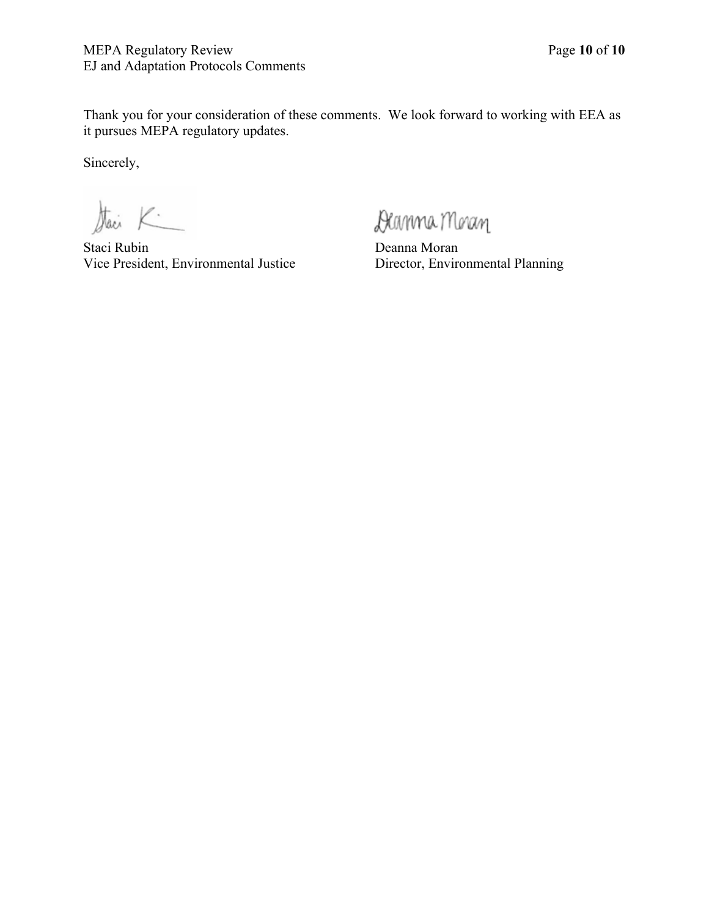Thank you for your consideration of these comments. We look forward to working with EEA as it pursues MEPA regulatory updates.

Sincerely,

Staci Rubin
Vice President, Environmental Justice

Deanna Moran
Director, Environmental Planning